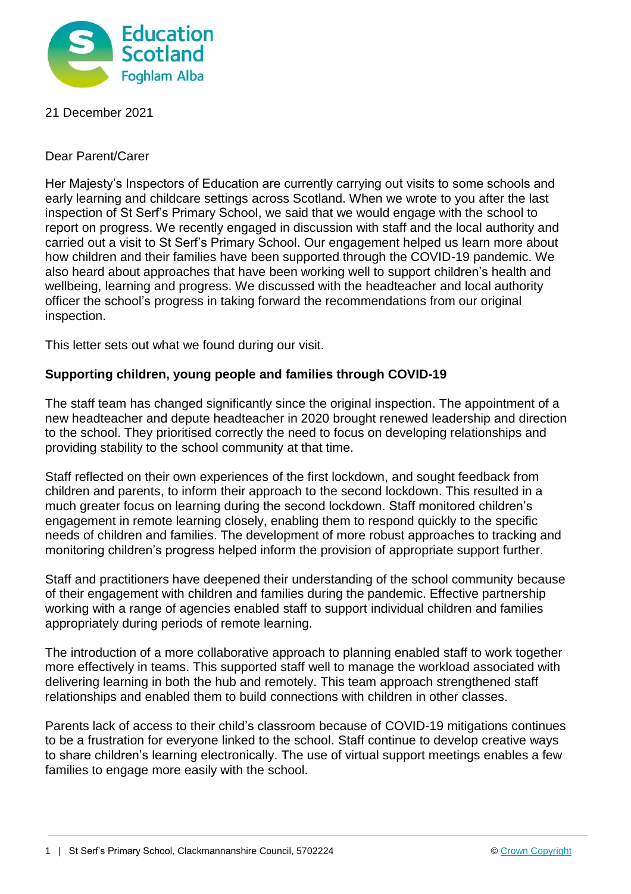21 December 2021

Dear Parent/Carer

Her Majesty's Inspectors of Education are currently carrying out visits to some schools and early learning and childcare settings across Scotland. When we wrote to you after the last inspection of St Serf's Primary School, we said that we would engage with the school to report on progress. We recently engaged in discussion with staff and the local authority and carried out a visit to St Serf's Primary School. Our engagement helped us learn more about how children and their families have been supported through the COVID-19 pandemic. We also heard about approaches that have been working well to support children's health and wellbeing, learning and progress. We discussed with the headteacher and local authority officer the school's progress in taking forward the recommendations from our original inspection.

This letter sets out what we found during our visit.

**Supporting children, young people and families through COVID-19**

The staff team has changed significantly since the original inspection. The appointment of a new headteacher and depute headteacher in 2020 brought renewed leadership and direction to the school. They prioritised correctly the need to focus on developing relationships and providing stability to the school community at that time.

Staff reflected on their own experiences of the first lockdown, and sought feedback from children and parents, to inform their approach to the second lockdown. This resulted in a much greater focus on learning during the second lockdown. Staff monitored children's engagement in remote learning closely, enabling them to respond quickly to the specific needs of children and families. The development of more robust approaches to tracking and monitoring children's progress helped inform the provision of appropriate support further.

Staff and practitioners have deepened their understanding of the school community because of their engagement with children and families during the pandemic. Effective partnership working with a range of agencies enabled staff to support individual children and families appropriately during periods of remote learning.

The introduction of a more collaborative approach to planning enabled staff to work together more effectively in teams. This supported staff well to manage the workload associated with delivering learning in both the hub and remotely. This team approach strengthened staff relationships and enabled them to build connections with children in other classes.

Parents lack of access to their child's classroom because of COVID-19 mitigations continues to be a frustration for everyone linked to the school. Staff continue to develop creative ways to share children's learning electronically. The use of virtual support meetings enables a few families to engage more easily with the school.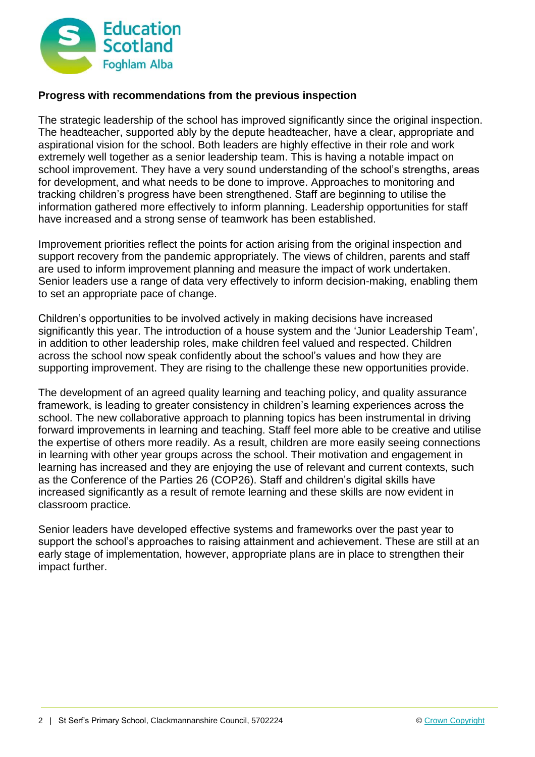**Progress with recommendations from the previous inspection**

The strategic leadership of the school has improved significantly since the original inspection. The headteacher, supported ably by the depute headteacher, have a clear, appropriate and aspirational vision for the school. Both leaders are highly effective in their role and work extremely well together as a senior leadership team. This is having a notable impact on school improvement. They have a very sound understanding of the school's strengths, areas for development, and what needs to be done to improve. Approaches to monitoring and tracking children's progress have been strengthened. Staff are beginning to utilise the information gathered more effectively to inform planning. Leadership opportunities for staff have increased and a strong sense of teamwork has been established.

Improvement priorities reflect the points for action arising from the original inspection and support recovery from the pandemic appropriately. The views of children, parents and staff are used to inform improvement planning and measure the impact of work undertaken. Senior leaders use a range of data very effectively to inform decision-making, enabling them to set an appropriate pace of change.

Children's opportunities to be involved actively in making decisions have increased significantly this year. The introduction of a house system and the 'Junior Leadership Team', in addition to other leadership roles, make children feel valued and respected. Children across the school now speak confidently about the school's values and how they are supporting improvement. They are rising to the challenge these new opportunities provide.

The development of an agreed quality learning and teaching policy, and quality assurance framework, is leading to greater consistency in children's learning experiences across the school. The new collaborative approach to planning topics has been instrumental in driving forward improvements in learning and teaching. Staff feel more able to be creative and utilise the expertise of others more readily. As a result, children are more easily seeing connections in learning with other year groups across the school. Their motivation and engagement in learning has increased and they are enjoying the use of relevant and current contexts, such as the Conference of the Parties 26 (COP26). Staff and children's digital skills have increased significantly as a result of remote learning and these skills are now evident in classroom practice.

Senior leaders have developed effective systems and frameworks over the past year to support the school's approaches to raising attainment and achievement. These are still at an early stage of implementation, however, appropriate plans are in place to strengthen their impact further.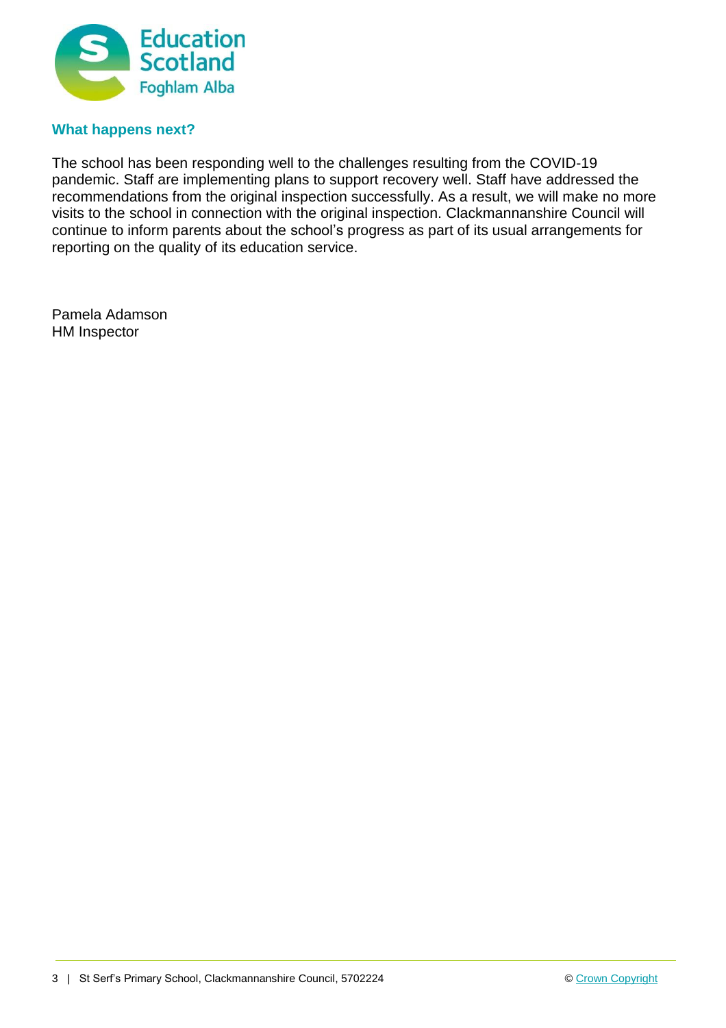## What happens next?

The school has been responding well to the challenges resulting from the COVID-19 pandemic. Staff are implementing plans to support recovery well. Staff have addressed the recommendations from the original inspection successfully. As a result, we will make no more visits to the school in connection with the original inspection. Clackmannanshire Council will continue to inform parents about the school's progress as part of its usual arrangements for reporting on the quality of its education service.

Pamela Adamson
HM Inspector